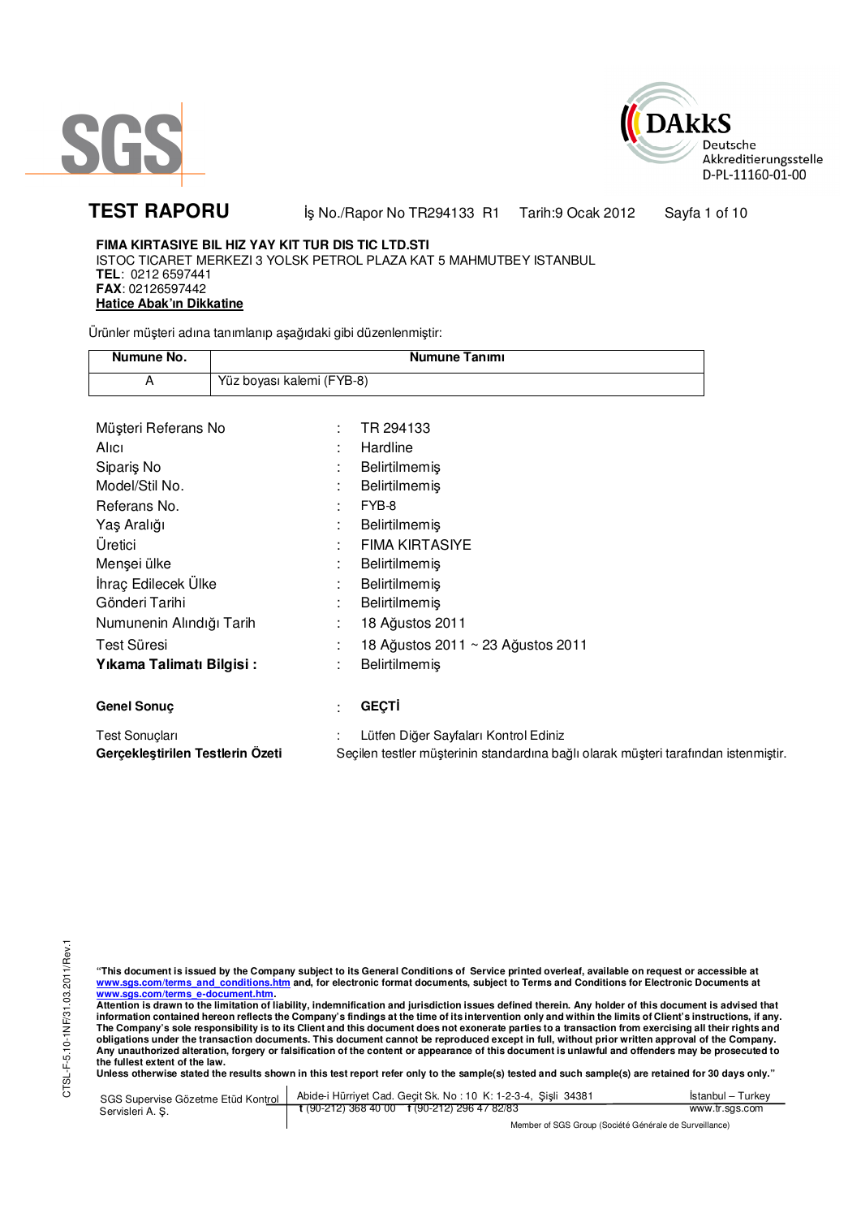SGS

DAkkS
Deutsche
Akkreditierungsstelle
D-PL-11160-01-00

# TEST RAPORU

İş No./Rapor No TR294133 R1    Tarih:9 Ocak 2012

**FIMA KIRTASIYE BIL HIZ YAY KIT TUR DIS TIC LTD.STI**
ISTOC TICARET MERKEZI 3 YOLSK PETROL PLAZA KAT 5 MAHMUTBEY ISTANBUL
**TEL**: 0212 6597441
**FAX**: 02126597442
**Hatice Abak'ın Dikkatine**

Ürünler müşteri adına tanımlanıp aşağıdaki gibi düzenlenmiştir:

| Numune No. | Numune Tanımı |
|---|---|
| A | Yüz boyası kalemi (FYB-8) |

| | | |
|---|---|---|
| Müşteri Referans No | : | TR 294133 |
| Alıcı | : | Hardline |
| Sipariş No | : | Belirtilmemiş |
| Model/Stil No. | : | Belirtilmemiş |
| Referans No. | : | FYB-8 |
| Yaş Aralığı | : | Belirtilmemiş |
| Üretici | : | FIMA KIRTASIYE |
| Menşei ülke | : | Belirtilmemiş |
| İhraç Edilecek Ülke | : | Belirtilmemiş |
| Gönderi Tarihi | : | Belirtilmemiş |
| Numunenin Alındığı Tarih | : | 18 Ağustos 2011 |
| Test Süresi | : | 18 Ağustos 2011 ~ 23 Ağustos 2011 |
| **Yıkama Talimatı Bilgisi :** | : | Belirtilmemiş |

**Genel Sonuç** : **GEÇTİ**

Test Sonuçları : Lütfen Diğer Sayfaları Kontrol Ediniz

**Gerçekleştirilen Testlerin Özeti** Seçilen testler müşterinin standardına bağlı olarak müşteri tarafından istenmiştir.

**"This document is issued by the Company subject to its General Conditions of Service printed overleaf, available on request or accessible at www.sgs.com/terms_and_conditions.htm and, for electronic format documents, subject to Terms and Conditions for Electronic Documents at www.sgs.com/terms_e-document.htm.**
**Attention is drawn to the limitation of liability, indemnification and jurisdiction issues defined therein. Any holder of this document is advised that information contained hereon reflects the Company's findings at the time of its intervention only and within the limits of Client's instructions, if any. The Company's sole responsibility is to its Client and this document does not exonerate parties to a transaction from exercising all their rights and obligations under the transaction documents. This document cannot be reproduced except in full, without prior written approval of the Company. Any unauthorized alteration, forgery or falsification of the content or appearance of this document is unlawful and offenders may be prosecuted to the fullest extent of the law.**
**Unless otherwise stated the results shown in this test report refer only to the sample(s) tested and such sample(s) are retained for 30 days only."**

SGS Supervise Gözetme Etüd Kontrol Servisleri A. Ş. | Abide-i Hürriyet Cad. Geçit Sk. No : 10 K: 1-2-3-4, Şişli 34381 | İstanbul – Turkey
t (90-212) 368 40 00 f (90-212) 296 47 82/83 | www.tr.sgs.com
Member of SGS Group (Société Générale de Surveillance)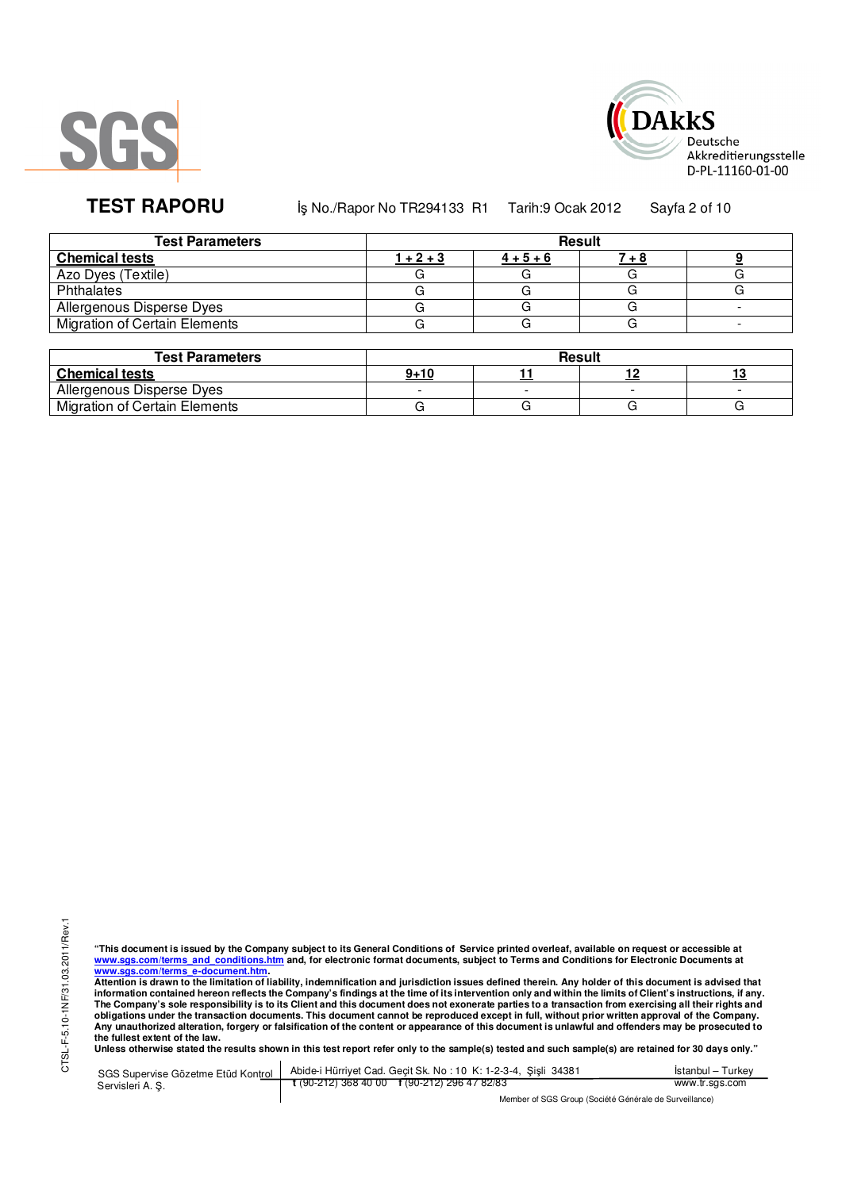**TEST RAPORU** İş No./Rapor No TR294133 R1 Tarih:9 Ocak 2012

| Test Parameters | Result | | | |
|---|---|---|---|---|
| **Chemical tests** | **1 + 2 + 3** | **4 + 5 + 6** | **7 + 8** | **9** |
| Azo Dyes (Textile) | G | G | G | G |
| Phthalates | G | G | G | G |
| Allergenous Disperse Dyes | G | G | G | - |
| Migration of Certain Elements | G | G | G | - |

| Test Parameters | Result | | | |
|---|---|---|---|---|
| **Chemical tests** | **9+10** | **11** | **12** | **13** |
| Allergenous Disperse Dyes | - | - | - | - |
| Migration of Certain Elements | G | G | G | G |

CTSL-F-5.10-1NF/31.03.2011/Rev.1

**"This document is issued by the Company subject to its General Conditions of Service printed overleaf, available on request or accessible at www.sgs.com/terms_and_conditions.htm and, for electronic format documents, subject to Terms and Conditions for Electronic Documents at www.sgs.com/terms_e-document.htm.**
**Attention is drawn to the limitation of liability, indemnification and jurisdiction issues defined therein. Any holder of this document is advised that information contained hereon reflects the Company's findings at the time of its intervention only and within the limits of Client's instructions, if any. The Company's sole responsibility is to its Client and this document does not exonerate parties to a transaction from exercising all their rights and obligations under the transaction documents. This document cannot be reproduced except in full, without prior written approval of the Company. Any unauthorized alteration, forgery or falsification of the content or appearance of this document is unlawful and offenders may be prosecuted to the fullest extent of the law.**
**Unless otherwise stated the results shown in this test report refer only to the sample(s) tested and such sample(s) are retained for 30 days only."**

SGS Supervise Gözetme Etüd Kontrol Servisleri A. Ş. | Abide-i Hürriyet Cad. Geçit Sk. No : 10 K: 1-2-3-4, Şişli 34381 | İstanbul – Turkey
t (90-212) 368 40 00 f (90-212) 296 47 82/83 | www.tr.sgs.com

Member of SGS Group (Société Générale de Surveillance)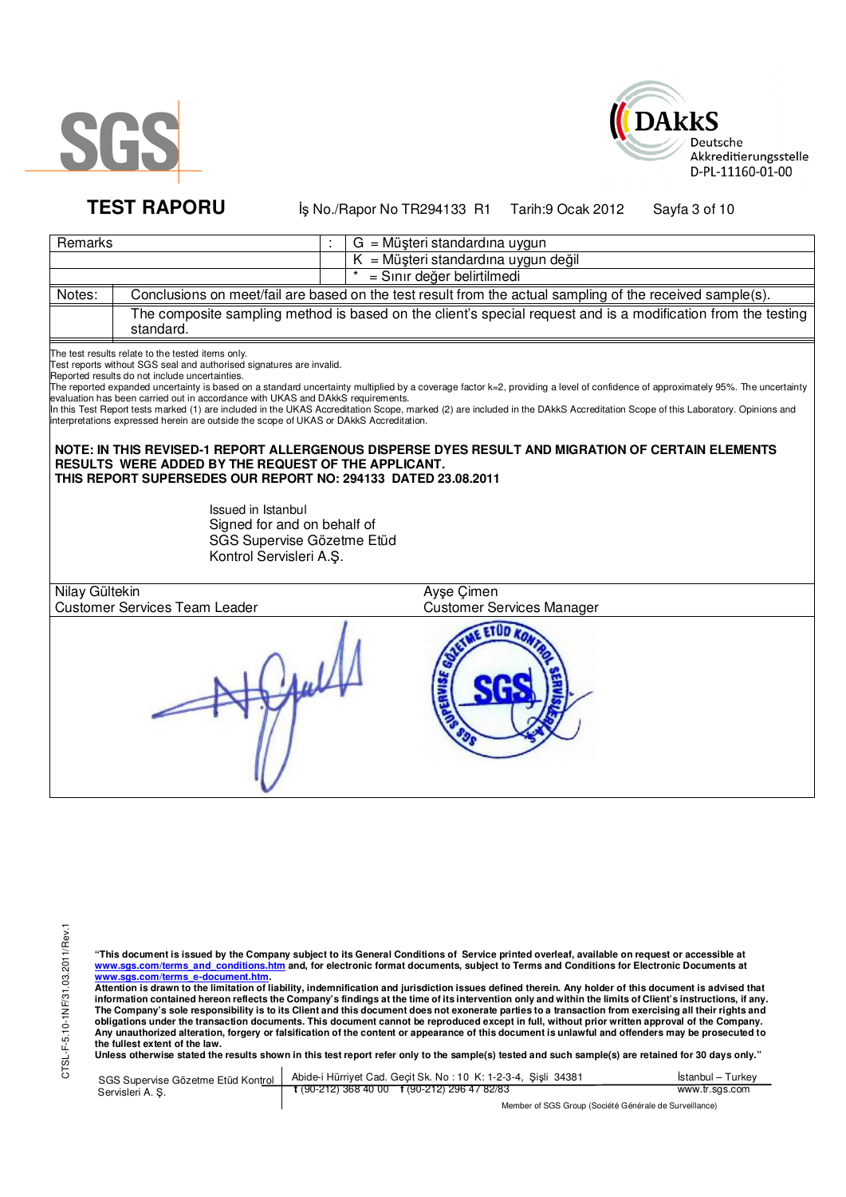**TEST RAPORU** İş No./Rapor No TR294133 R1 Tarih:9 Ocak 2012

| Remarks | | : | G = Müşteri standardına uygun |
|---|---|---|---|
| | | | K = Müşteri standardına uygun değil |
| | | | * = Sınır değer belirtilmedi |
| Notes: | Conclusions on meet/fail are based on the test result from the actual sampling of the received sample(s). | | |
| | The composite sampling method is based on the client's special request and is a modification from the testing standard. | | |

The test results relate to the tested items only.
Test reports without SGS seal and authorised signatures are invalid.
Reported results do not include uncertainties.
The reported expanded uncertainty is based on a standard uncertainty multiplied by a coverage factor k=2, providing a level of confidence of approximately 95%. The uncertainty evaluation has been carried out in accordance with UKAS and DAkkS requirements.
In this Test Report tests marked (1) are included in the UKAS Accreditation Scope, marked (2) are included in the DAkkS Accreditation Scope of this Laboratory. Opinions and interpretations expressed herein are outside the scope of UKAS or DAkkS Accreditation.

**NOTE: IN THIS REVISED-1 REPORT ALLERGENOUS DISPERSE DYES RESULT AND MIGRATION OF CERTAIN ELEMENTS RESULTS WERE ADDED BY THE REQUEST OF THE APPLICANT.**
**THIS REPORT SUPERSEDES OUR REPORT NO: 294133 DATED 23.08.2011**

Issued in Istanbul
Signed for and on behalf of
SGS Supervise Gözetme Etüd
Kontrol Servisleri A.Ş.

| Nilay Gültekin | Ayşe Çimen |
|---|---|
| Customer Services Team Leader | Customer Services Manager |

**"This document is issued by the Company subject to its General Conditions of Service printed overleaf, available on request or accessible at www.sgs.com/terms_and_conditions.htm and, for electronic format documents, subject to Terms and Conditions for Electronic Documents at www.sgs.com/terms_e-document.htm.**
**Attention is drawn to the limitation of liability, indemnification and jurisdiction issues defined therein. Any holder of this document is advised that information contained hereon reflects the Company's findings at the time of its intervention only and within the limits of Client's instructions, if any. The Company's sole responsibility is to its Client and this document does not exonerate parties to a transaction from exercising all their rights and obligations under the transaction documents. This document cannot be reproduced except in full, without prior written approval of the Company. Any unauthorized alteration, forgery or falsification of the content or appearance of this document is unlawful and offenders may be prosecuted to the fullest extent of the law.**
**Unless otherwise stated the results shown in this test report refer only to the sample(s) tested and such sample(s) are retained for 30 days only."**

SGS Supervise Gözetme Etüd Kontrol Servisleri A. Ş. | Abide-i Hürriyet Cad. Geçit Sk. No : 10 K: 1-2-3-4, Şişli 34381 | t (90-212) 368 40 00 f (90-212) 296 47 82/83 | İstanbul – Turkey | www.tr.sgs.com

Member of SGS Group (Société Générale de Surveillance)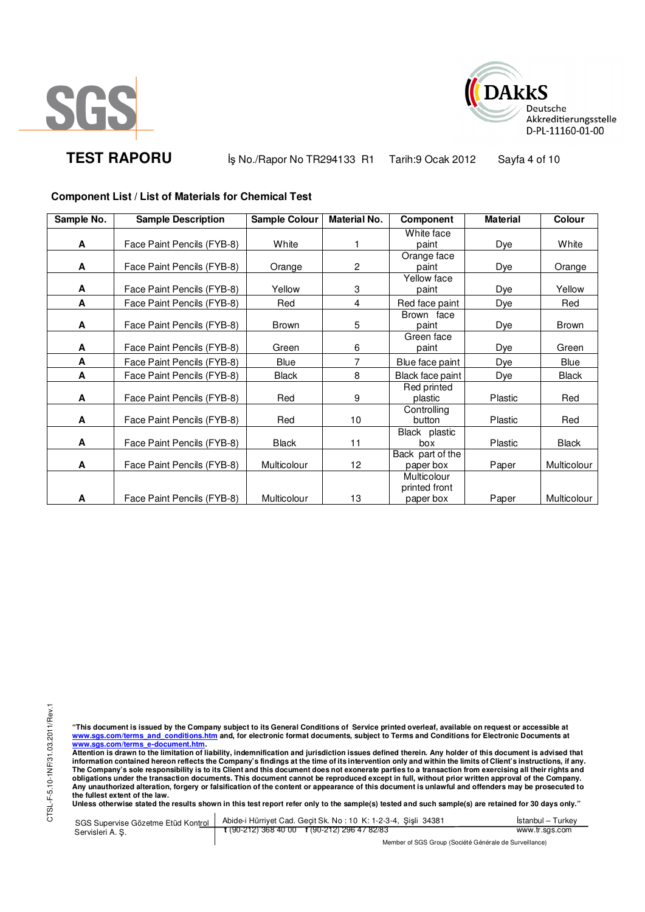**TEST RAPORU** İş No./Rapor No TR294133 R1 Tarih:9 Ocak 2012

### Component List / List of Materials for Chemical Test

| Sample No. | Sample Description | Sample Colour | Material No. | Component | Material | Colour |
|---|---|---|---|---|---|---|
| A | Face Paint Pencils (FYB-8) | White | 1 | White face paint | Dye | White |
| A | Face Paint Pencils (FYB-8) | Orange | 2 | Orange face paint | Dye | Orange |
| A | Face Paint Pencils (FYB-8) | Yellow | 3 | Yellow face paint | Dye | Yellow |
| A | Face Paint Pencils (FYB-8) | Red | 4 | Red face paint | Dye | Red |
| A | Face Paint Pencils (FYB-8) | Brown | 5 | Brown face paint | Dye | Brown |
| A | Face Paint Pencils (FYB-8) | Green | 6 | Green face paint | Dye | Green |
| A | Face Paint Pencils (FYB-8) | Blue | 7 | Blue face paint | Dye | Blue |
| A | Face Paint Pencils (FYB-8) | Black | 8 | Black face paint | Dye | Black |
| A | Face Paint Pencils (FYB-8) | Red | 9 | Red printed plastic | Plastic | Red |
| A | Face Paint Pencils (FYB-8) | Red | 10 | Controlling button | Plastic | Red |
| A | Face Paint Pencils (FYB-8) | Black | 11 | Black plastic box | Plastic | Black |
| A | Face Paint Pencils (FYB-8) | Multicolour | 12 | Back part of the paper box | Paper | Multicolour |
| A | Face Paint Pencils (FYB-8) | Multicolour | 13 | Multicolour printed front paper box | Paper | Multicolour |

**"This document is issued by the Company subject to its General Conditions of Service printed overleaf, available on request or accessible at www.sgs.com/terms_and_conditions.htm and, for electronic format documents, subject to Terms and Conditions for Electronic Documents at www.sgs.com/terms_e-document.htm.**
**Attention is drawn to the limitation of liability, indemnification and jurisdiction issues defined therein. Any holder of this document is advised that information contained hereon reflects the Company's findings at the time of its intervention only and within the limits of Client's instructions, if any. The Company's sole responsibility is to its Client and this document does not exonerate parties to a transaction from exercising all their rights and obligations under the transaction documents. This document cannot be reproduced except in full, without prior written approval of the Company. Any unauthorized alteration, forgery or falsification of the content or appearance of this document is unlawful and offenders may be prosecuted to the fullest extent of the law.**
**Unless otherwise stated the results shown in this test report refer only to the sample(s) tested and such sample(s) are retained for 30 days only."**

SGS Supervise Gözetme Etüd Kontrol Servisleri A. Ş. | Abide-i Hürriyet Cad. Geçit Sk. No : 10 K: 1-2-3-4, Şişli 34381 | İstanbul – Turkey
t (90-212) 368 40 00 f (90-212) 296 47 82/83 | www.tr.sgs.com

Member of SGS Group (Société Générale de Surveillance)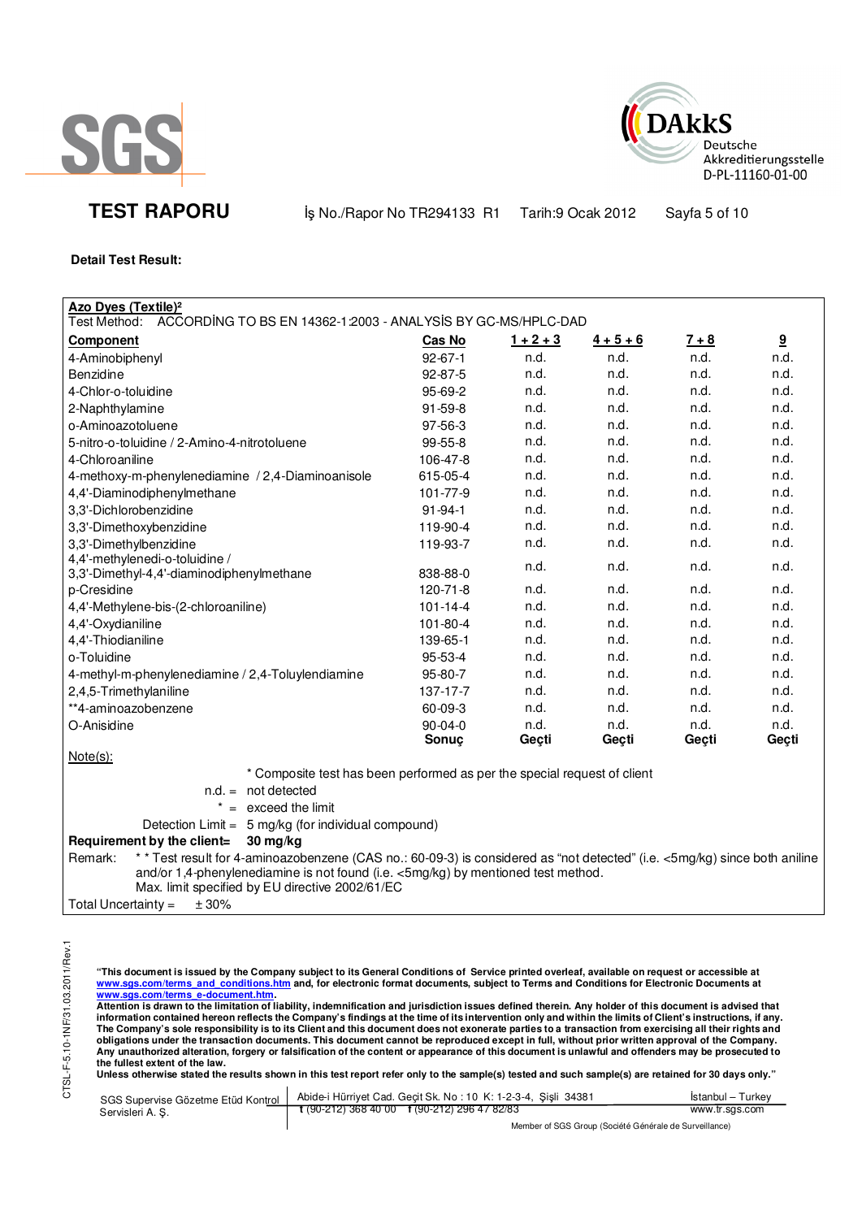# TEST RAPORU

İş No./Rapor No TR294133 R1 Tarih:9 Ocak 2012

**Detail Test Result:**

**Azo Dyes (Textile)²**

Test Method: ACCORDİNG TO BS EN 14362-1:2003 - ANALYSİS BY GC-MS/HPLC-DAD

| Component | Cas No | 1 + 2 + 3 | 4 + 5 + 6 | 7 + 8 | 9 |
|---|---|---|---|---|---|
| 4-Aminobiphenyl | 92-67-1 | n.d. | n.d. | n.d. | n.d. |
| Benzidine | 92-87-5 | n.d. | n.d. | n.d. | n.d. |
| 4-Chlor-o-toluidine | 95-69-2 | n.d. | n.d. | n.d. | n.d. |
| 2-Naphthylamine | 91-59-8 | n.d. | n.d. | n.d. | n.d. |
| o-Aminoazotoluene | 97-56-3 | n.d. | n.d. | n.d. | n.d. |
| 5-nitro-o-toluidine / 2-Amino-4-nitrotoluene | 99-55-8 | n.d. | n.d. | n.d. | n.d. |
| 4-Chloroaniline | 106-47-8 | n.d. | n.d. | n.d. | n.d. |
| 4-methoxy-m-phenylenediamine / 2,4-Diaminoanisole | 615-05-4 | n.d. | n.d. | n.d. | n.d. |
| 4,4'-Diaminodiphenylmethane | 101-77-9 | n.d. | n.d. | n.d. | n.d. |
| 3,3'-Dichlorobenzidine | 91-94-1 | n.d. | n.d. | n.d. | n.d. |
| 3,3'-Dimethoxybenzidine | 119-90-4 | n.d. | n.d. | n.d. | n.d. |
| 3,3'-Dimethylbenzidine | 119-93-7 | n.d. | n.d. | n.d. | n.d. |
| 4,4'-methylenedi-o-toluidine / 3,3'-Dimethyl-4,4'-diaminodiphenylmethane | 838-88-0 | n.d. | n.d. | n.d. | n.d. |
| p-Cresidine | 120-71-8 | n.d. | n.d. | n.d. | n.d. |
| 4,4'-Methylene-bis-(2-chloroaniline) | 101-14-4 | n.d. | n.d. | n.d. | n.d. |
| 4,4'-Oxydianiline | 101-80-4 | n.d. | n.d. | n.d. | n.d. |
| 4,4'-Thiodianiline | 139-65-1 | n.d. | n.d. | n.d. | n.d. |
| o-Toluidine | 95-53-4 | n.d. | n.d. | n.d. | n.d. |
| 4-methyl-m-phenylenediamine / 2,4-Toluylendiamine | 95-80-7 | n.d. | n.d. | n.d. | n.d. |
| 2,4,5-Trimethylaniline | 137-17-7 | n.d. | n.d. | n.d. | n.d. |
| **4-aminoazobenzene | 60-09-3 | n.d. | n.d. | n.d. | n.d. |
| O-Anisidine | 90-04-0 | n.d. | n.d. | n.d. | n.d. |
| | **Sonuç** | **Geçti** | **Geçti** | **Geçti** | **Geçti** |

Note(s):

* Composite test has been performed as per the special request of client

n.d. = not detected

* = exceed the limit

Detection Limit = 5 mg/kg (for individual compound)

**Requirement by the client= 30 mg/kg**

Remark: * * Test result for 4-aminoazobenzene (CAS no.: 60-09-3) is considered as "not detected" (i.e. <5mg/kg) since both aniline and/or 1,4-phenylenediamine is not found (i.e. <5mg/kg) by mentioned test method.
Max. limit specified by EU directive 2002/61/EC

Total Uncertainty = ± 30%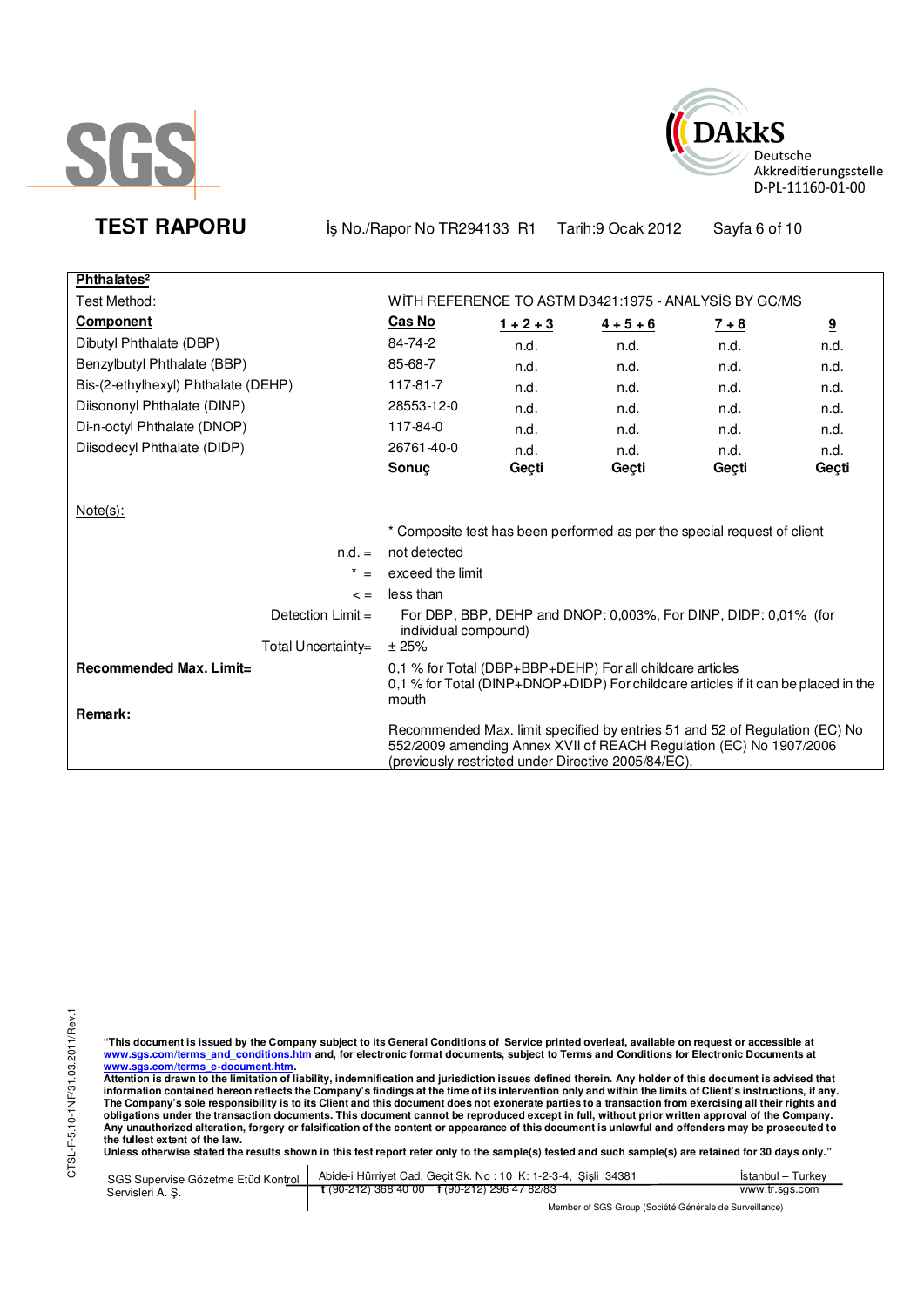SGS

DAkkS Deutsche Akkreditierungsstelle D-PL-11160-01-00

# TEST RAPORU

İş No./Rapor No TR294133 R1    Tarih:9 Ocak 2012

**Phthalates²**

Test Method: WİTH REFERENCE TO ASTM D3421:1975 - ANALYSİS BY GC/MS

| **Component** | **Cas No** | **1 + 2 + 3** | **4 + 5 + 6** | **7 + 8** | **9** |
|---|---|---|---|---|---|
| Dibutyl Phthalate (DBP) | 84-74-2 | n.d. | n.d. | n.d. | n.d. |
| Benzylbutyl Phthalate (BBP) | 85-68-7 | n.d. | n.d. | n.d. | n.d. |
| Bis-(2-ethylhexyl) Phthalate (DEHP) | 117-81-7 | n.d. | n.d. | n.d. | n.d. |
| Diisononyl Phthalate (DINP) | 28553-12-0 | n.d. | n.d. | n.d. | n.d. |
| Di-n-octyl Phthalate (DNOP) | 117-84-0 | n.d. | n.d. | n.d. | n.d. |
| Diisodecyl Phthalate (DIDP) | 26761-40-0 | n.d. | n.d. | n.d. | n.d. |
| | **Sonuç** | **Geçti** | **Geçti** | **Geçti** | **Geçti** |

Note(s):

\* Composite test has been performed as per the special request of client

n.d. = not detected

\* = exceed the limit

< = less than

Detection Limit = For DBP, BBP, DEHP and DNOP: 0,003%, For DINP, DIDP: 0,01% (for individual compound)

Total Uncertainty= ± 25%

**Recommended Max. Limit=** 0,1 % for Total (DBP+BBP+DEHP) For all childcare articles
0,1 % for Total (DINP+DNOP+DIDP) For childcare articles if it can be placed in the mouth

**Remark:**

Recommended Max. limit specified by entries 51 and 52 of Regulation (EC) No 552/2009 amending Annex XVII of REACH Regulation (EC) No 1907/2006 (previously restricted under Directive 2005/84/EC).

**"This document is issued by the Company subject to its General Conditions of Service printed overleaf, available on request or accessible at www.sgs.com/terms_and_conditions.htm and, for electronic format documents, subject to Terms and Conditions for Electronic Documents at www.sgs.com/terms_e-document.htm.
Attention is drawn to the limitation of liability, indemnification and jurisdiction issues defined therein. Any holder of this document is advised that information contained hereon reflects the Company's findings at the time of its intervention only and within the limits of Client's instructions, if any. The Company's sole responsibility is to its Client and this document does not exonerate parties to a transaction from exercising all their rights and obligations under the transaction documents. This document cannot be reproduced except in full, without prior written approval of the Company. Any unauthorized alteration, forgery or falsification of the content or appearance of this document is unlawful and offenders may be prosecuted to the fullest extent of the law.
Unless otherwise stated the results shown in this test report refer only to the sample(s) tested and such sample(s) are retained for 30 days only."**

SGS Supervise Gözetme Etüd Kontrol Servisleri A. Ş. | Abide-i Hürriyet Cad. Geçit Sk. No : 10 K: 1-2-3-4, Şişli 34381 | t (90-212) 368 40 00 f (90-212) 296 47 82/83 | İstanbul – Turkey | www.tr.sgs.com

Member of SGS Group (Société Générale de Surveillance)

CTSL-F-5.10-1NF/31.03.2011/Rev.1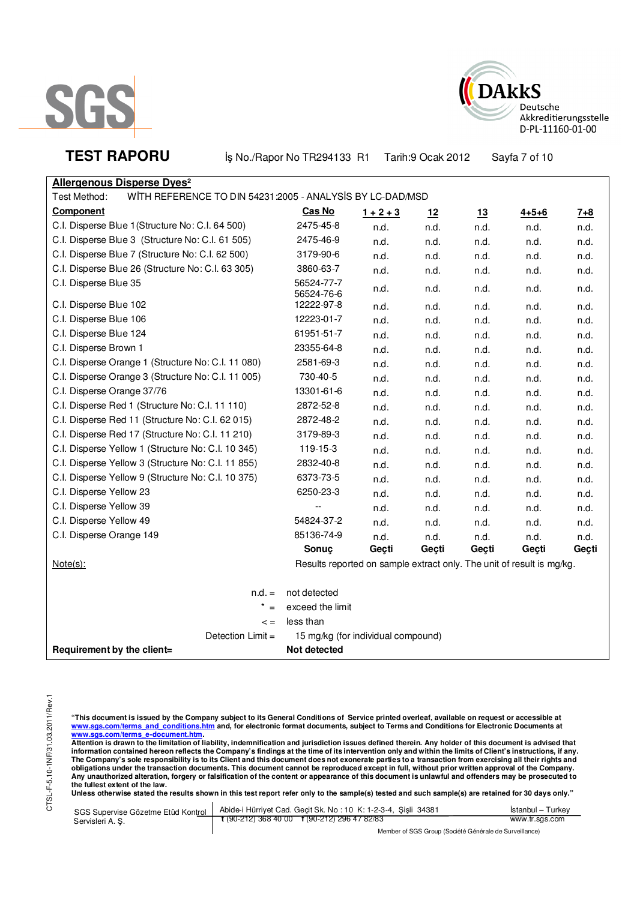SGS

DAkkS Deutsche Akkreditierungsstelle D-PL-11160-01-00

**TEST RAPORU** İş No./Rapor No TR294133 R1 Tarih:9 Ocak 2012

**Allergenous Disperse Dyes²**

Test Method: WİTH REFERENCE TO DIN 54231:2005 - ANALYSİS BY LC-DAD/MSD

| Component | Cas No | 1 + 2 + 3 | 12 | 13 | 4+5+6 | 7+8 |
|---|---|---|---|---|---|---|
| C.I. Disperse Blue 1 (Structure No: C.I. 64 500) | 2475-45-8 | n.d. | n.d. | n.d. | n.d. | n.d. |
| C.I. Disperse Blue 3 (Structure No: C.I. 61 505) | 2475-46-9 | n.d. | n.d. | n.d. | n.d. | n.d. |
| C.I. Disperse Blue 7 (Structure No: C.I. 62 500) | 3179-90-6 | n.d. | n.d. | n.d. | n.d. | n.d. |
| C.I. Disperse Blue 26 (Structure No: C.I. 63 305) | 3860-63-7 | n.d. | n.d. | n.d. | n.d. | n.d. |
| C.I. Disperse Blue 35 | 56524-77-7 56524-76-6 | n.d. | n.d. | n.d. | n.d. | n.d. |
| C.I. Disperse Blue 102 | 12222-97-8 | n.d. | n.d. | n.d. | n.d. | n.d. |
| C.I. Disperse Blue 106 | 12223-01-7 | n.d. | n.d. | n.d. | n.d. | n.d. |
| C.I. Disperse Blue 124 | 61951-51-7 | n.d. | n.d. | n.d. | n.d. | n.d. |
| C.I. Disperse Brown 1 | 23355-64-8 | n.d. | n.d. | n.d. | n.d. | n.d. |
| C.I. Disperse Orange 1 (Structure No: C.I. 11 080) | 2581-69-3 | n.d. | n.d. | n.d. | n.d. | n.d. |
| C.I. Disperse Orange 3 (Structure No: C.I. 11 005) | 730-40-5 | n.d. | n.d. | n.d. | n.d. | n.d. |
| C.I. Disperse Orange 37/76 | 13301-61-6 | n.d. | n.d. | n.d. | n.d. | n.d. |
| C.I. Disperse Red 1 (Structure No: C.I. 11 110) | 2872-52-8 | n.d. | n.d. | n.d. | n.d. | n.d. |
| C.I. Disperse Red 11 (Structure No: C.I. 62 015) | 2872-48-2 | n.d. | n.d. | n.d. | n.d. | n.d. |
| C.I. Disperse Red 17 (Structure No: C.I. 11 210) | 3179-89-3 | n.d. | n.d. | n.d. | n.d. | n.d. |
| C.I. Disperse Yellow 1 (Structure No: C.I. 10 345) | 119-15-3 | n.d. | n.d. | n.d. | n.d. | n.d. |
| C.I. Disperse Yellow 3 (Structure No: C.I. 11 855) | 2832-40-8 | n.d. | n.d. | n.d. | n.d. | n.d. |
| C.I. Disperse Yellow 9 (Structure No: C.I. 10 375) | 6373-73-5 | n.d. | n.d. | n.d. | n.d. | n.d. |
| C.I. Disperse Yellow 23 | 6250-23-3 | n.d. | n.d. | n.d. | n.d. | n.d. |
| C.I. Disperse Yellow 39 | -- | n.d. | n.d. | n.d. | n.d. | n.d. |
| C.I. Disperse Yellow 49 | 54824-37-2 | n.d. | n.d. | n.d. | n.d. | n.d. |
| C.I. Disperse Orange 149 | 85136-74-9 | n.d. | n.d. | n.d. | n.d. | n.d. |
| | **Sonuç** | **Geçti** | **Geçti** | **Geçti** | **Geçti** | **Geçti** |

Note(s): Results reported on sample extract only. The unit of result is mg/kg.

n.d. = not detected

* = exceed the limit

< = less than

Detection Limit = 15 mg/kg (for individual compound)

**Requirement by the client= Not detected**

CTSL-F-5.10-1NF/31.03.2011/Rev.1

**"This document is issued by the Company subject to its General Conditions of Service printed overleaf, available on request or accessible at www.sgs.com/terms_and_conditions.htm and, for electronic format documents, subject to Terms and Conditions for Electronic Documents at www.sgs.com/terms_e-document.htm.**
**Attention is drawn to the limitation of liability, indemnification and jurisdiction issues defined therein. Any holder of this document is advised that information contained hereon reflects the Company's findings at the time of its intervention only and within the limits of Client's instructions, if any. The Company's sole responsibility is to its Client and this document does not exonerate parties to a transaction from exercising all their rights and obligations under the transaction documents. This document cannot be reproduced except in full, without prior written approval of the Company. Any unauthorized alteration, forgery or falsification of the content or appearance of this document is unlawful and offenders may be prosecuted to the fullest extent of the law.**
**Unless otherwise stated the results shown in this test report refer only to the sample(s) tested and such sample(s) are retained for 30 days only."**

SGS Supervise Gözetme Etüd Kontrol Servisleri A. Ş. | Abide-i Hürriyet Cad. Geçit Sk. No : 10 K: 1-2-3-4, Şişli 34381 | İstanbul – Turkey
t (90-212) 368 40 00 f (90-212) 296 47 82/83 | www.tr.sgs.com

Member of SGS Group (Société Générale de Surveillance)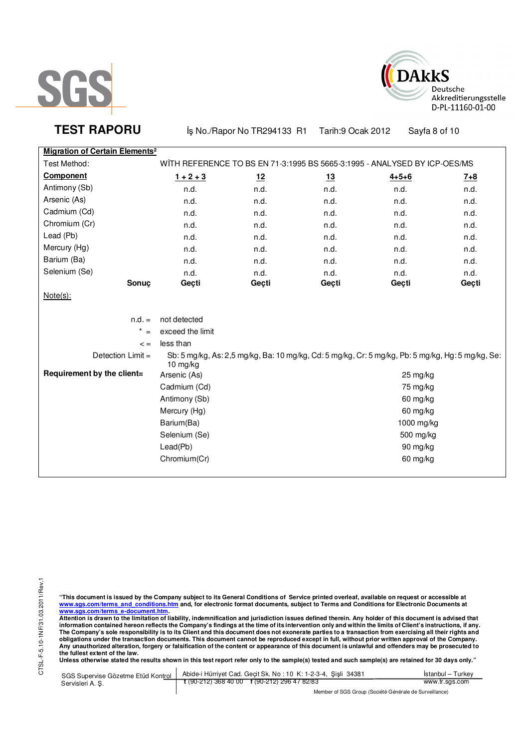**TEST RAPORU**

İş No./Rapor No TR294133 R1 Tarih:9 Ocak 2012

**Migration of Certain Elements[2]**

Test Method: WİTH REFERENCE TO BS EN 71-3:1995 BS 5665-3:1995 - ANALYSED BY ICP-OES/MS

| **Component** | **1 + 2 + 3** | **12** | **13** | **4+5+6** | **7+8** |
|---|---|---|---|---|---|
| Antimony (Sb) | n.d. | n.d. | n.d. | n.d. | n.d. |
| Arsenic (As) | n.d. | n.d. | n.d. | n.d. | n.d. |
| Cadmium (Cd) | n.d. | n.d. | n.d. | n.d. | n.d. |
| Chromium (Cr) | n.d. | n.d. | n.d. | n.d. | n.d. |
| Lead (Pb) | n.d. | n.d. | n.d. | n.d. | n.d. |
| Mercury (Hg) | n.d. | n.d. | n.d. | n.d. | n.d. |
| Barium (Ba) | n.d. | n.d. | n.d. | n.d. | n.d. |
| Selenium (Se) | n.d. | n.d. | n.d. | n.d. | n.d. |
| **Sonuç** | **Geçti** | **Geçti** | **Geçti** | **Geçti** | **Geçti** |

Note(s):

n.d. = not detected

* = exceed the limit

< = less than

Detection Limit = Sb: 5 mg/kg, As: 2,5 mg/kg, Ba: 10 mg/kg, Cd: 5 mg/kg, Cr: 5 mg/kg, Pb: 5 mg/kg, Hg: 5 mg/kg, Se: 10 mg/kg

**Requirement by the client=**

| | |
|---|---|
| Arsenic (As) | 25 mg/kg |
| Cadmium (Cd) | 75 mg/kg |
| Antimony (Sb) | 60 mg/kg |
| Mercury (Hg) | 60 mg/kg |
| Barium(Ba) | 1000 mg/kg |
| Selenium (Se) | 500 mg/kg |
| Lead(Pb) | 90 mg/kg |
| Chromium(Cr) | 60 mg/kg |

**"This document is issued by the Company subject to its General Conditions of Service printed overleaf, available on request or accessible at www.sgs.com/terms_and_conditions.htm and, for electronic format documents, subject to Terms and Conditions for Electronic Documents at www.sgs.com/terms_e-document.htm.**
**Attention is drawn to the limitation of liability, indemnification and jurisdiction issues defined therein. Any holder of this document is advised that information contained hereon reflects the Company's findings at the time of its intervention only and within the limits of Client's instructions, if any. The Company's sole responsibility is to its Client and this document does not exonerate parties to a transaction from exercising all their rights and obligations under the transaction documents. This document cannot be reproduced except in full, without prior written approval of the Company. Any unauthorized alteration, forgery or falsification of the content or appearance of this document is unlawful and offenders may be prosecuted to the fullest extent of the law.**
**Unless otherwise stated the results shown in this test report refer only to the sample(s) tested and such sample(s) are retained for 30 days only."**

SGS Supervise Gözetme Etüd Kontrol Servisleri A. Ş. | Abide-i Hürriyet Cad. Geçit Sk. No : 10 K: 1-2-3-4, Şişli 34381 | İstanbul – Turkey
t (90-212) 368 40 00 f (90-212) 296 47 82/83 | www.tr.sgs.com

Member of SGS Group (Société Générale de Surveillance)

CTSL-F-5.10-1NF/31.03.2011/Rev.1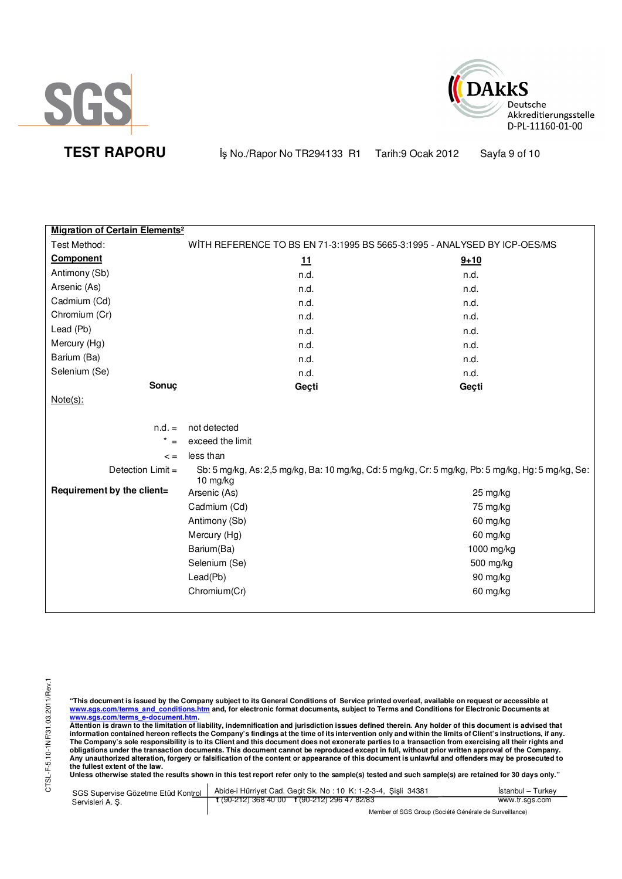**TEST RAPORU** İş No./Rapor No TR294133 R1 Tarih:9 Ocak 2012

**Migration of Certain Elements²**

Test Method: WİTH REFERENCE TO BS EN 71-3:1995 BS 5665-3:1995 - ANALYSED BY ICP-OES/MS

| **Component** | **11** | **9+10** |
|---|---|---|
| Antimony (Sb) | n.d. | n.d. |
| Arsenic (As) | n.d. | n.d. |
| Cadmium (Cd) | n.d. | n.d. |
| Chromium (Cr) | n.d. | n.d. |
| Lead (Pb) | n.d. | n.d. |
| Mercury (Hg) | n.d. | n.d. |
| Barium (Ba) | n.d. | n.d. |
| Selenium (Se) | n.d. | n.d. |
| **Sonuç** | **Geçti** | **Geçti** |

Note(s):

n.d. = not detected

\* = exceed the limit

< = less than

Detection Limit = Sb: 5 mg/kg, As: 2,5 mg/kg, Ba: 10 mg/kg, Cd: 5 mg/kg, Cr: 5 mg/kg, Pb: 5 mg/kg, Hg: 5 mg/kg, Se: 10 mg/kg

**Requirement by the client=**

| | |
|---|---|
| Arsenic (As) | 25 mg/kg |
| Cadmium (Cd) | 75 mg/kg |
| Antimony (Sb) | 60 mg/kg |
| Mercury (Hg) | 60 mg/kg |
| Barium(Ba) | 1000 mg/kg |
| Selenium (Se) | 500 mg/kg |
| Lead(Pb) | 90 mg/kg |
| Chromium(Cr) | 60 mg/kg |

CTSL-F-5.10-1NF/31.03.2011/Rev.1

**"This document is issued by the Company subject to its General Conditions of Service printed overleaf, available on request or accessible at www.sgs.com/terms_and_conditions.htm and, for electronic format documents, subject to Terms and Conditions for Electronic Documents at www.sgs.com/terms_e-document.htm.**
**Attention is drawn to the limitation of liability, indemnification and jurisdiction issues defined therein. Any holder of this document is advised that information contained hereon reflects the Company's findings at the time of its intervention only and within the limits of Client's instructions, if any. The Company's sole responsibility is to its Client and this document does not exonerate parties to a transaction from exercising all their rights and obligations under the transaction documents. This document cannot be reproduced except in full, without prior written approval of the Company. Any unauthorized alteration, forgery or falsification of the content or appearance of this document is unlawful and offenders may be prosecuted to the fullest extent of the law.**
**Unless otherwise stated the results shown in this test report refer only to the sample(s) tested and such sample(s) are retained for 30 days only."**

SGS Supervise Gözetme Etüd Kontrol Servisleri A. Ş. | Abide-i Hürriyet Cad. Geçit Sk. No : 10 K: 1-2-3-4, Şişli 34381 | İstanbul – Turkey
t (90-212) 368 40 00 f (90-212) 296 47 82/83 | www.tr.sgs.com

Member of SGS Group (Société Générale de Surveillance)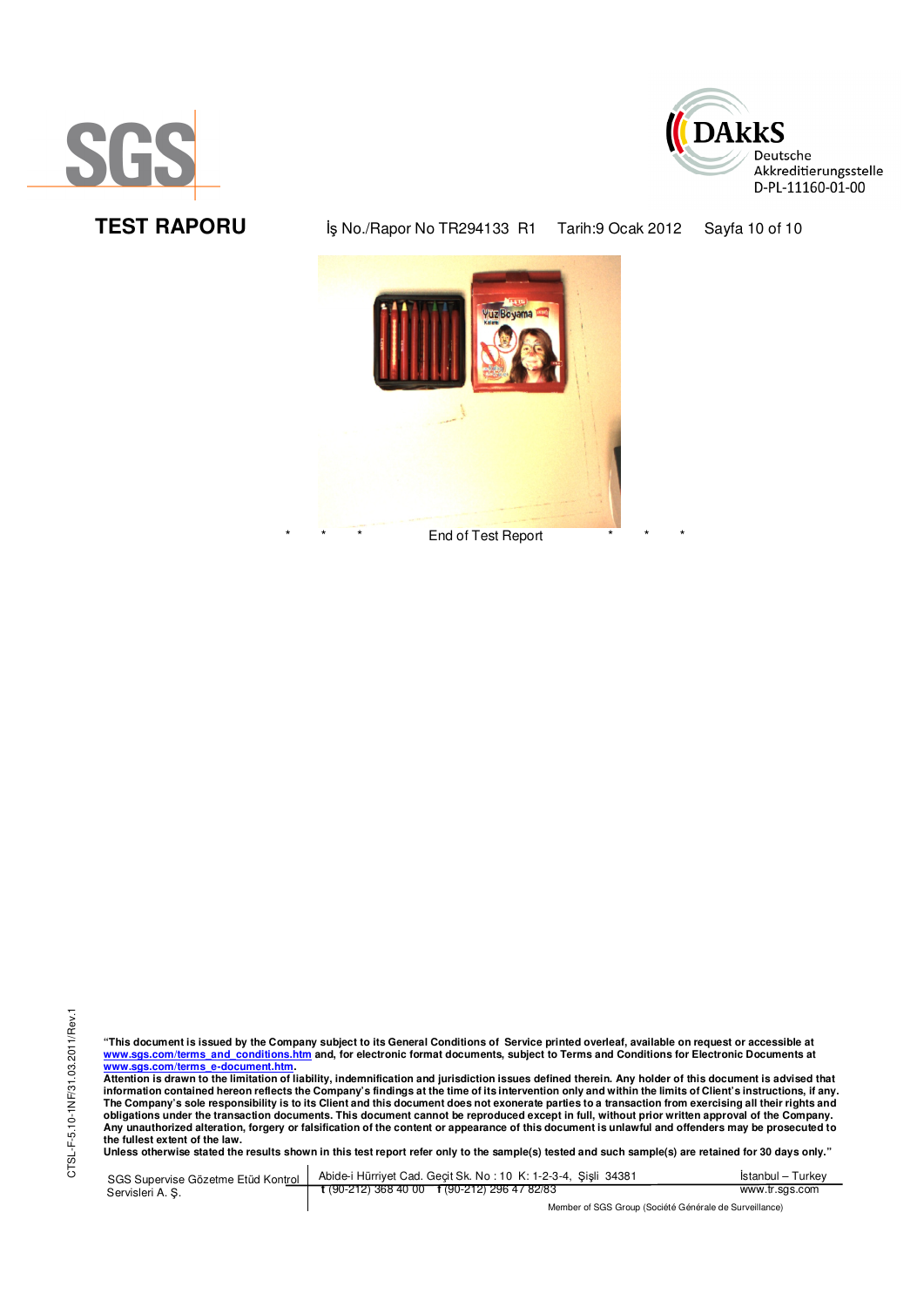\*   \*   \*   End of Test Report   \*   \*   \*

**"This document is issued by the Company subject to its General Conditions of Service printed overleaf, available on request or accessible at www.sgs.com/terms_and_conditions.htm and, for electronic format documents, subject to Terms and Conditions for Electronic Documents at www.sgs.com/terms_e-document.htm.**
**Attention is drawn to the limitation of liability, indemnification and jurisdiction issues defined therein. Any holder of this document is advised that information contained hereon reflects the Company's findings at the time of its intervention only and within the limits of Client's instructions, if any. The Company's sole responsibility is to its Client and this document does not exonerate parties to a transaction from exercising all their rights and obligations under the transaction documents. This document cannot be reproduced except in full, without prior written approval of the Company. Any unauthorized alteration, forgery or falsification of the content or appearance of this document is unlawful and offenders may be prosecuted to the fullest extent of the law.**
**Unless otherwise stated the results shown in this test report refer only to the sample(s) tested and such sample(s) are retained for 30 days only."**

SGS Supervise Gözetme Etüd Kontrol Servisleri A. Ş. | Abide-i Hürriyet Cad. Geçit Sk. No : 10 K: 1-2-3-4, Şişli 34381 | İstanbul – Turkey
t (90-212) 368 40 00 f (90-212) 296 47 82/83 | www.tr.sgs.com

Member of SGS Group (Société Générale de Surveillance)